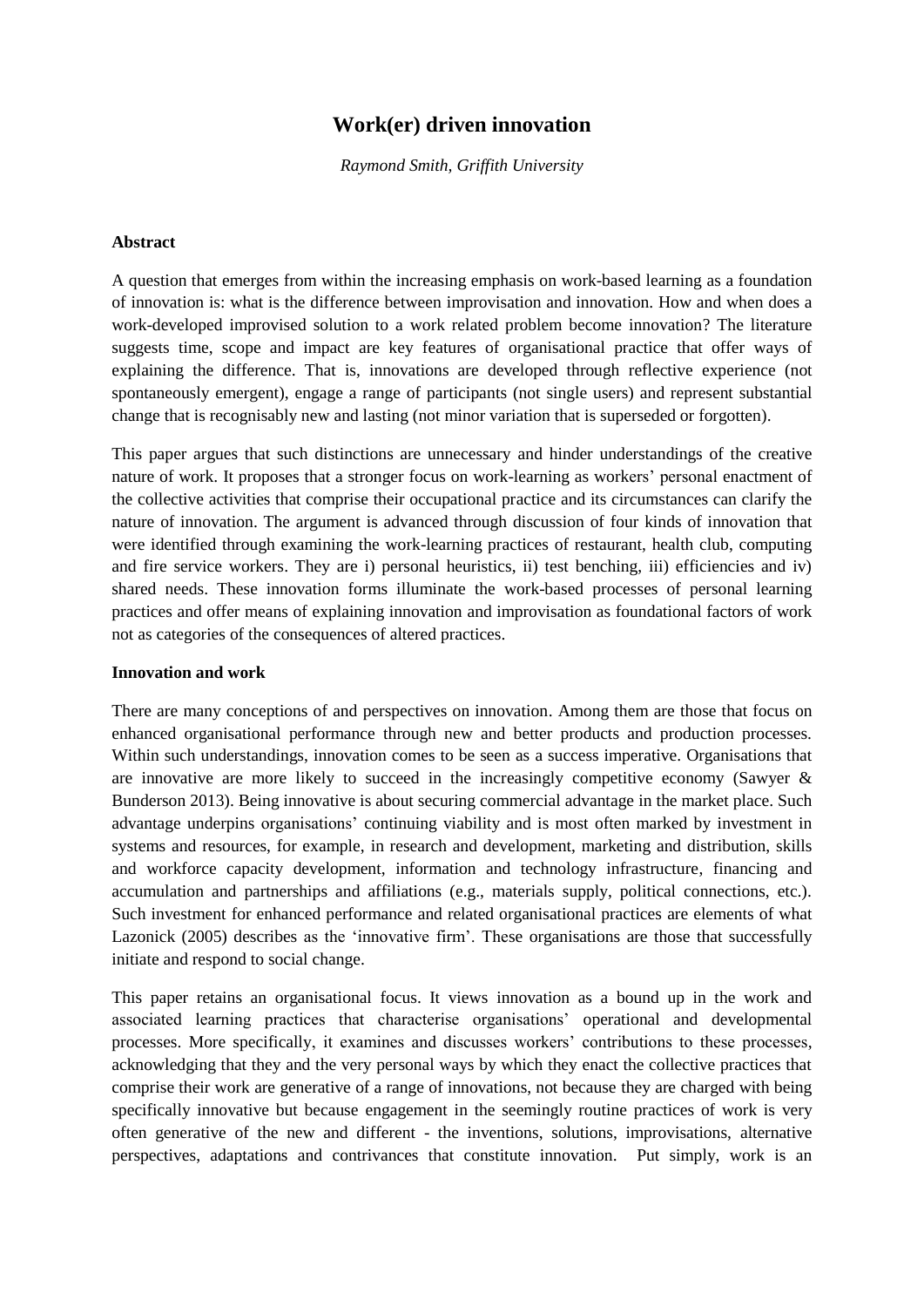# Work(er) driven innovation

*Raymond Smith, Griffith University*

**Abstract**

A question that emerges from within the increasing emphasis on work-based learning as a foundation of innovation is: what is the difference between improvisation and innovation. How and when does a work-developed improvised solution to a work related problem become innovation? The literature suggests time, scope and impact are key features of organisational practice that offer ways of explaining the difference. That is, innovations are developed through reflective experience (not spontaneously emergent), engage a range of participants (not single users) and represent substantial change that is recognisably new and lasting (not minor variation that is superseded or forgotten).

This paper argues that such distinctions are unnecessary and hinder understandings of the creative nature of work. It proposes that a stronger focus on work-learning as workers' personal enactment of the collective activities that comprise their occupational practice and its circumstances can clarify the nature of innovation. The argument is advanced through discussion of four kinds of innovation that were identified through examining the work-learning practices of restaurant, health club, computing and fire service workers. They are i) personal heuristics, ii) test benching, iii) efficiencies and iv) shared needs. These innovation forms illuminate the work-based processes of personal learning practices and offer means of explaining innovation and improvisation as foundational factors of work not as categories of the consequences of altered practices.

**Innovation and work**

There are many conceptions of and perspectives on innovation. Among them are those that focus on enhanced organisational performance through new and better products and production processes. Within such understandings, innovation comes to be seen as a success imperative. Organisations that are innovative are more likely to succeed in the increasingly competitive economy (Sawyer & Bunderson 2013). Being innovative is about securing commercial advantage in the market place. Such advantage underpins organisations' continuing viability and is most often marked by investment in systems and resources, for example, in research and development, marketing and distribution, skills and workforce capacity development, information and technology infrastructure, financing and accumulation and partnerships and affiliations (e.g., materials supply, political connections, etc.). Such investment for enhanced performance and related organisational practices are elements of what Lazonick (2005) describes as the 'innovative firm'. These organisations are those that successfully initiate and respond to social change.

This paper retains an organisational focus. It views innovation as a bound up in the work and associated learning practices that characterise organisations' operational and developmental processes. More specifically, it examines and discusses workers' contributions to these processes, acknowledging that they and the very personal ways by which they enact the collective practices that comprise their work are generative of a range of innovations, not because they are charged with being specifically innovative but because engagement in the seemingly routine practices of work is very often generative of the new and different - the inventions, solutions, improvisations, alternative perspectives, adaptations and contrivances that constitute innovation. Put simply, work is an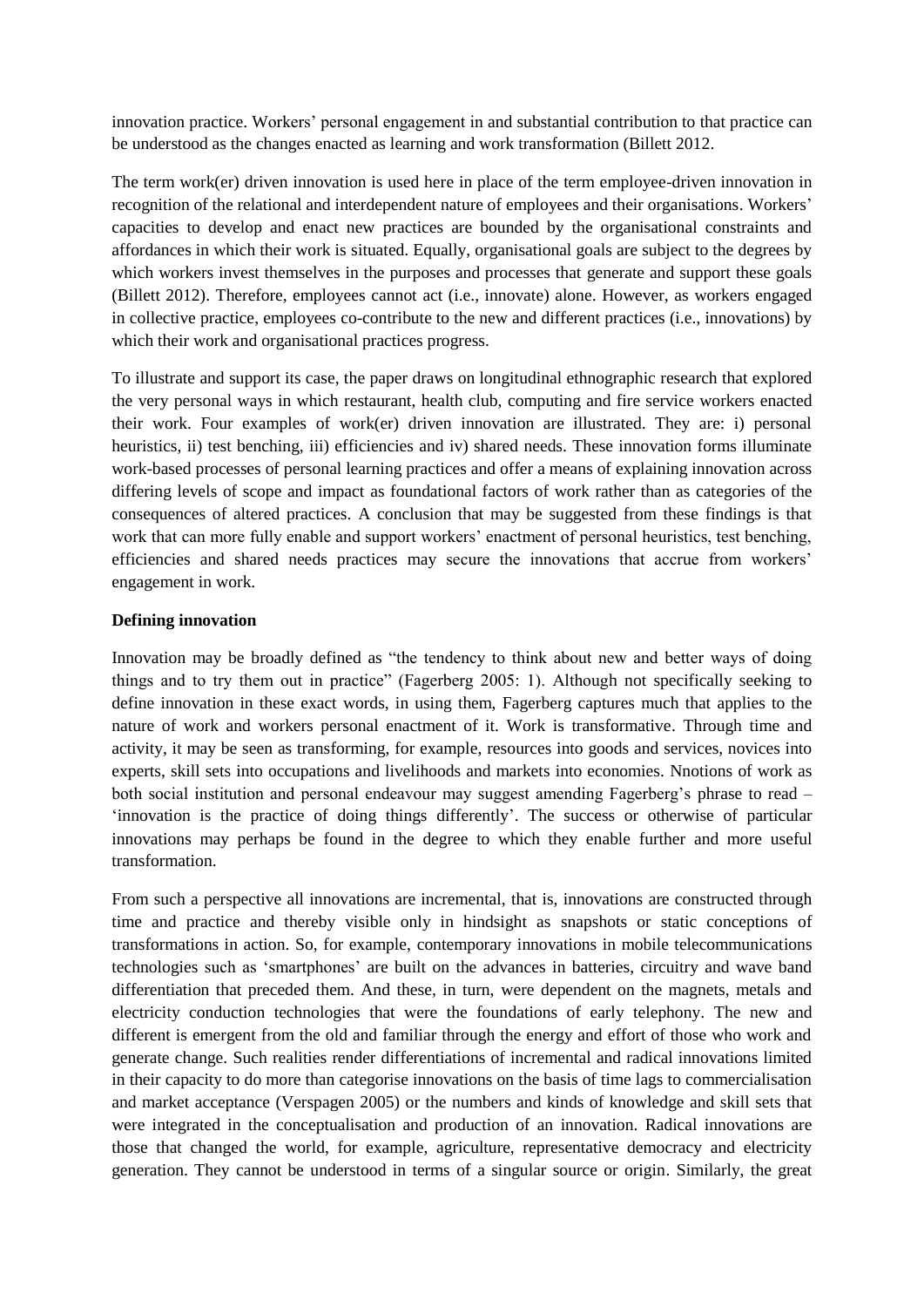innovation practice. Workers' personal engagement in and substantial contribution to that practice can be understood as the changes enacted as learning and work transformation (Billett 2012.

The term work(er) driven innovation is used here in place of the term employee-driven innovation in recognition of the relational and interdependent nature of employees and their organisations. Workers' capacities to develop and enact new practices are bounded by the organisational constraints and affordances in which their work is situated. Equally, organisational goals are subject to the degrees by which workers invest themselves in the purposes and processes that generate and support these goals (Billett 2012). Therefore, employees cannot act (i.e., innovate) alone. However, as workers engaged in collective practice, employees co-contribute to the new and different practices (i.e., innovations) by which their work and organisational practices progress.

To illustrate and support its case, the paper draws on longitudinal ethnographic research that explored the very personal ways in which restaurant, health club, computing and fire service workers enacted their work. Four examples of work(er) driven innovation are illustrated. They are: i) personal heuristics, ii) test benching, iii) efficiencies and iv) shared needs. These innovation forms illuminate work-based processes of personal learning practices and offer a means of explaining innovation across differing levels of scope and impact as foundational factors of work rather than as categories of the consequences of altered practices. A conclusion that may be suggested from these findings is that work that can more fully enable and support workers' enactment of personal heuristics, test benching, efficiencies and shared needs practices may secure the innovations that accrue from workers' engagement in work.

**Defining innovation**

Innovation may be broadly defined as "the tendency to think about new and better ways of doing things and to try them out in practice" (Fagerberg 2005: 1). Although not specifically seeking to define innovation in these exact words, in using them, Fagerberg captures much that applies to the nature of work and workers personal enactment of it. Work is transformative. Through time and activity, it may be seen as transforming, for example, resources into goods and services, novices into experts, skill sets into occupations and livelihoods and markets into economies. Nnotions of work as both social institution and personal endeavour may suggest amending Fagerberg's phrase to read – 'innovation is the practice of doing things differently'. The success or otherwise of particular innovations may perhaps be found in the degree to which they enable further and more useful transformation.

From such a perspective all innovations are incremental, that is, innovations are constructed through time and practice and thereby visible only in hindsight as snapshots or static conceptions of transformations in action. So, for example, contemporary innovations in mobile telecommunications technologies such as 'smartphones' are built on the advances in batteries, circuitry and wave band differentiation that preceded them. And these, in turn, were dependent on the magnets, metals and electricity conduction technologies that were the foundations of early telephony. The new and different is emergent from the old and familiar through the energy and effort of those who work and generate change. Such realities render differentiations of incremental and radical innovations limited in their capacity to do more than categorise innovations on the basis of time lags to commercialisation and market acceptance (Verspagen 2005) or the numbers and kinds of knowledge and skill sets that were integrated in the conceptualisation and production of an innovation. Radical innovations are those that changed the world, for example, agriculture, representative democracy and electricity generation. They cannot be understood in terms of a singular source or origin. Similarly, the great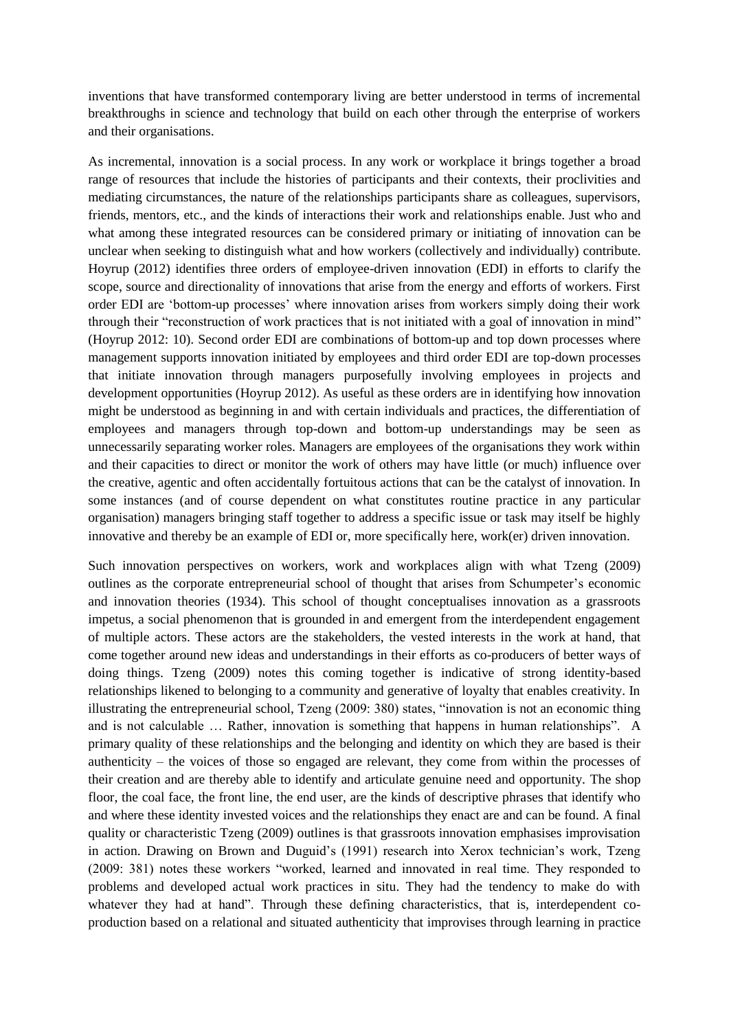inventions that have transformed contemporary living are better understood in terms of incremental breakthroughs in science and technology that build on each other through the enterprise of workers and their organisations.

As incremental, innovation is a social process. In any work or workplace it brings together a broad range of resources that include the histories of participants and their contexts, their proclivities and mediating circumstances, the nature of the relationships participants share as colleagues, supervisors, friends, mentors, etc., and the kinds of interactions their work and relationships enable. Just who and what among these integrated resources can be considered primary or initiating of innovation can be unclear when seeking to distinguish what and how workers (collectively and individually) contribute. Hoyrup (2012) identifies three orders of employee-driven innovation (EDI) in efforts to clarify the scope, source and directionality of innovations that arise from the energy and efforts of workers. First order EDI are 'bottom-up processes' where innovation arises from workers simply doing their work through their "reconstruction of work practices that is not initiated with a goal of innovation in mind" (Hoyrup 2012: 10). Second order EDI are combinations of bottom-up and top down processes where management supports innovation initiated by employees and third order EDI are top-down processes that initiate innovation through managers purposefully involving employees in projects and development opportunities (Hoyrup 2012). As useful as these orders are in identifying how innovation might be understood as beginning in and with certain individuals and practices, the differentiation of employees and managers through top-down and bottom-up understandings may be seen as unnecessarily separating worker roles. Managers are employees of the organisations they work within and their capacities to direct or monitor the work of others may have little (or much) influence over the creative, agentic and often accidentally fortuitous actions that can be the catalyst of innovation. In some instances (and of course dependent on what constitutes routine practice in any particular organisation) managers bringing staff together to address a specific issue or task may itself be highly innovative and thereby be an example of EDI or, more specifically here, work(er) driven innovation.

Such innovation perspectives on workers, work and workplaces align with what Tzeng (2009) outlines as the corporate entrepreneurial school of thought that arises from Schumpeter's economic and innovation theories (1934). This school of thought conceptualises innovation as a grassroots impetus, a social phenomenon that is grounded in and emergent from the interdependent engagement of multiple actors. These actors are the stakeholders, the vested interests in the work at hand, that come together around new ideas and understandings in their efforts as co-producers of better ways of doing things. Tzeng (2009) notes this coming together is indicative of strong identity-based relationships likened to belonging to a community and generative of loyalty that enables creativity. In illustrating the entrepreneurial school, Tzeng (2009: 380) states, "innovation is not an economic thing and is not calculable … Rather, innovation is something that happens in human relationships". A primary quality of these relationships and the belonging and identity on which they are based is their authenticity – the voices of those so engaged are relevant, they come from within the processes of their creation and are thereby able to identify and articulate genuine need and opportunity. The shop floor, the coal face, the front line, the end user, are the kinds of descriptive phrases that identify who and where these identity invested voices and the relationships they enact are and can be found. A final quality or characteristic Tzeng (2009) outlines is that grassroots innovation emphasises improvisation in action. Drawing on Brown and Duguid's (1991) research into Xerox technician's work, Tzeng (2009: 381) notes these workers "worked, learned and innovated in real time. They responded to problems and developed actual work practices in situ. They had the tendency to make do with whatever they had at hand". Through these defining characteristics, that is, interdependent co-production based on a relational and situated authenticity that improvises through learning in practice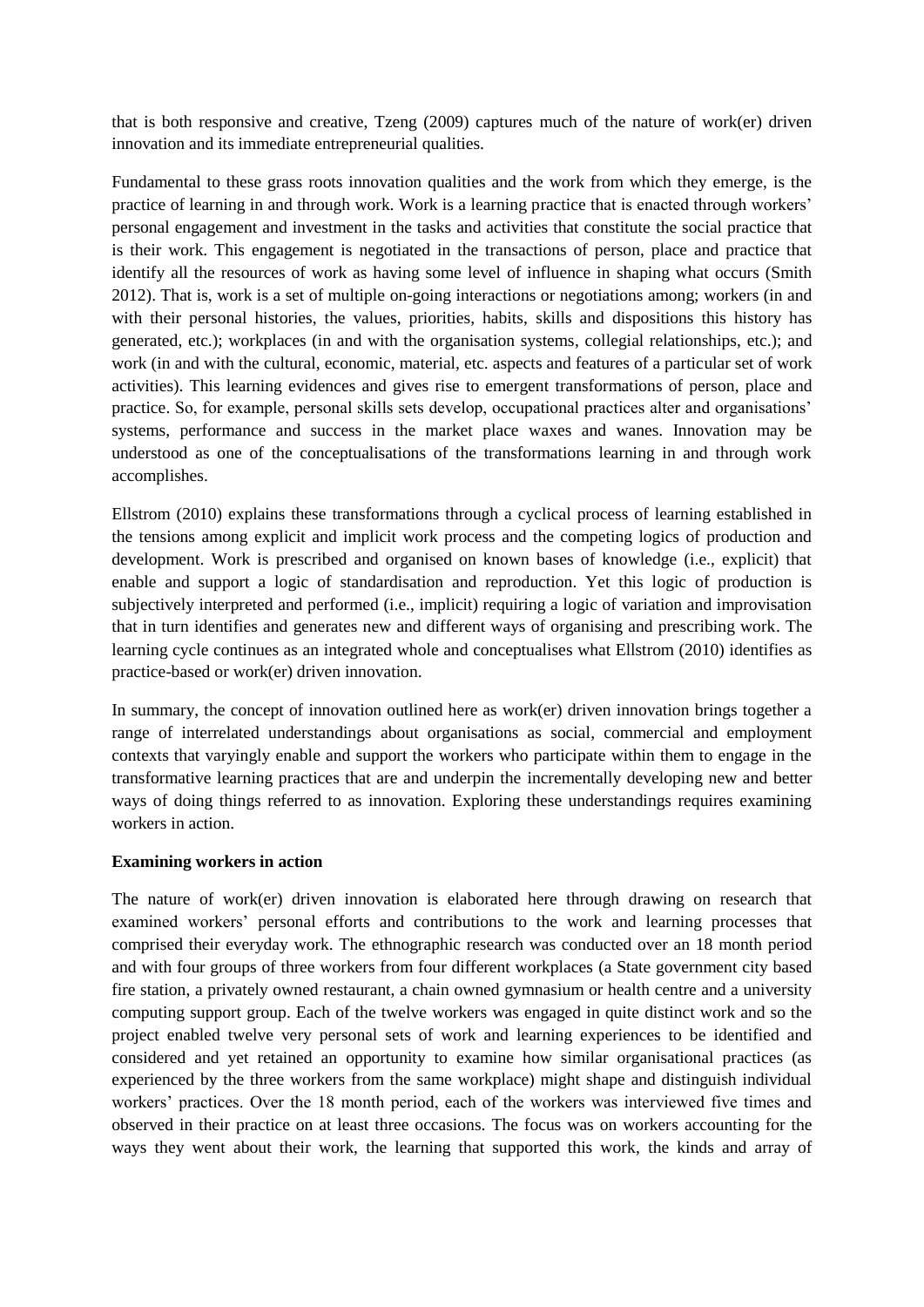that is both responsive and creative, Tzeng (2009) captures much of the nature of work(er) driven innovation and its immediate entrepreneurial qualities.

Fundamental to these grass roots innovation qualities and the work from which they emerge, is the practice of learning in and through work. Work is a learning practice that is enacted through workers' personal engagement and investment in the tasks and activities that constitute the social practice that is their work. This engagement is negotiated in the transactions of person, place and practice that identify all the resources of work as having some level of influence in shaping what occurs (Smith 2012). That is, work is a set of multiple on-going interactions or negotiations among; workers (in and with their personal histories, the values, priorities, habits, skills and dispositions this history has generated, etc.); workplaces (in and with the organisation systems, collegial relationships, etc.); and work (in and with the cultural, economic, material, etc. aspects and features of a particular set of work activities). This learning evidences and gives rise to emergent transformations of person, place and practice. So, for example, personal skills sets develop, occupational practices alter and organisations' systems, performance and success in the market place waxes and wanes. Innovation may be understood as one of the conceptualisations of the transformations learning in and through work accomplishes.

Ellstrom (2010) explains these transformations through a cyclical process of learning established in the tensions among explicit and implicit work process and the competing logics of production and development. Work is prescribed and organised on known bases of knowledge (i.e., explicit) that enable and support a logic of standardisation and reproduction. Yet this logic of production is subjectively interpreted and performed (i.e., implicit) requiring a logic of variation and improvisation that in turn identifies and generates new and different ways of organising and prescribing work. The learning cycle continues as an integrated whole and conceptualises what Ellstrom (2010) identifies as practice-based or work(er) driven innovation.

In summary, the concept of innovation outlined here as work(er) driven innovation brings together a range of interrelated understandings about organisations as social, commercial and employment contexts that varyingly enable and support the workers who participate within them to engage in the transformative learning practices that are and underpin the incrementally developing new and better ways of doing things referred to as innovation. Exploring these understandings requires examining workers in action.

**Examining workers in action**

The nature of work(er) driven innovation is elaborated here through drawing on research that examined workers' personal efforts and contributions to the work and learning processes that comprised their everyday work. The ethnographic research was conducted over an 18 month period and with four groups of three workers from four different workplaces (a State government city based fire station, a privately owned restaurant, a chain owned gymnasium or health centre and a university computing support group. Each of the twelve workers was engaged in quite distinct work and so the project enabled twelve very personal sets of work and learning experiences to be identified and considered and yet retained an opportunity to examine how similar organisational practices (as experienced by the three workers from the same workplace) might shape and distinguish individual workers' practices. Over the 18 month period, each of the workers was interviewed five times and observed in their practice on at least three occasions. The focus was on workers accounting for the ways they went about their work, the learning that supported this work, the kinds and array of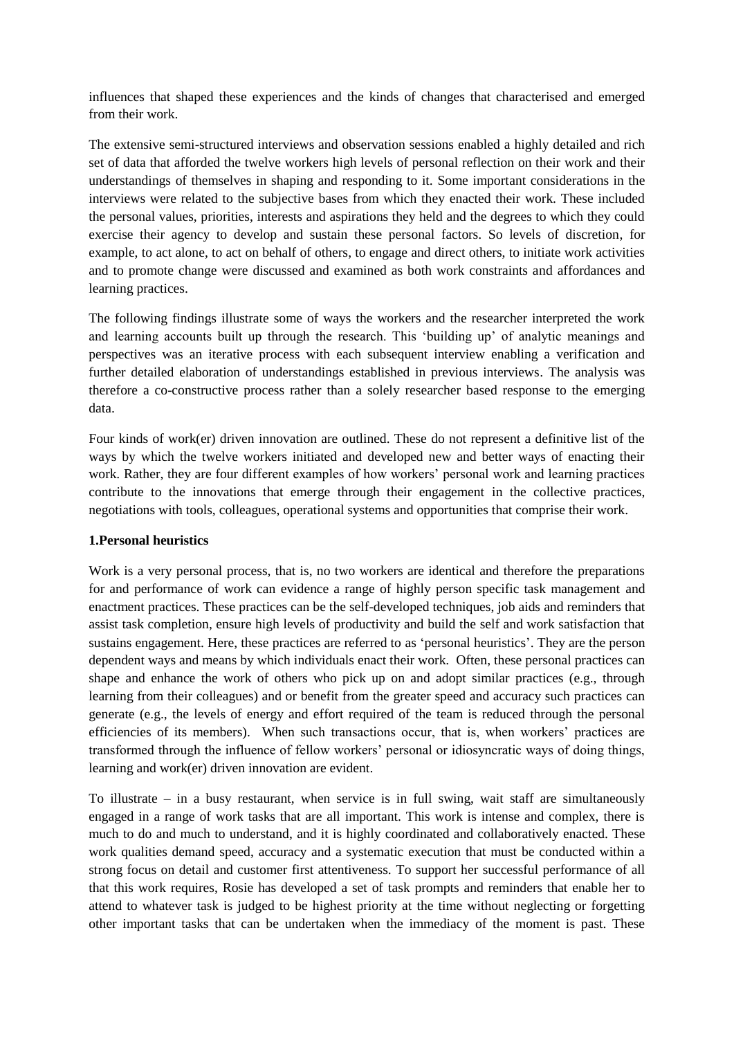influences that shaped these experiences and the kinds of changes that characterised and emerged from their work.

The extensive semi-structured interviews and observation sessions enabled a highly detailed and rich set of data that afforded the twelve workers high levels of personal reflection on their work and their understandings of themselves in shaping and responding to it. Some important considerations in the interviews were related to the subjective bases from which they enacted their work. These included the personal values, priorities, interests and aspirations they held and the degrees to which they could exercise their agency to develop and sustain these personal factors. So levels of discretion, for example, to act alone, to act on behalf of others, to engage and direct others, to initiate work activities and to promote change were discussed and examined as both work constraints and affordances and learning practices.

The following findings illustrate some of ways the workers and the researcher interpreted the work and learning accounts built up through the research. This 'building up' of analytic meanings and perspectives was an iterative process with each subsequent interview enabling a verification and further detailed elaboration of understandings established in previous interviews. The analysis was therefore a co-constructive process rather than a solely researcher based response to the emerging data.

Four kinds of work(er) driven innovation are outlined. These do not represent a definitive list of the ways by which the twelve workers initiated and developed new and better ways of enacting their work. Rather, they are four different examples of how workers' personal work and learning practices contribute to the innovations that emerge through their engagement in the collective practices, negotiations with tools, colleagues, operational systems and opportunities that comprise their work.

**1.Personal heuristics**

Work is a very personal process, that is, no two workers are identical and therefore the preparations for and performance of work can evidence a range of highly person specific task management and enactment practices. These practices can be the self-developed techniques, job aids and reminders that assist task completion, ensure high levels of productivity and build the self and work satisfaction that sustains engagement. Here, these practices are referred to as 'personal heuristics'. They are the person dependent ways and means by which individuals enact their work. Often, these personal practices can shape and enhance the work of others who pick up on and adopt similar practices (e.g., through learning from their colleagues) and or benefit from the greater speed and accuracy such practices can generate (e.g., the levels of energy and effort required of the team is reduced through the personal efficiencies of its members). When such transactions occur, that is, when workers' practices are transformed through the influence of fellow workers' personal or idiosyncratic ways of doing things, learning and work(er) driven innovation are evident.

To illustrate – in a busy restaurant, when service is in full swing, wait staff are simultaneously engaged in a range of work tasks that are all important. This work is intense and complex, there is much to do and much to understand, and it is highly coordinated and collaboratively enacted. These work qualities demand speed, accuracy and a systematic execution that must be conducted within a strong focus on detail and customer first attentiveness. To support her successful performance of all that this work requires, Rosie has developed a set of task prompts and reminders that enable her to attend to whatever task is judged to be highest priority at the time without neglecting or forgetting other important tasks that can be undertaken when the immediacy of the moment is past. These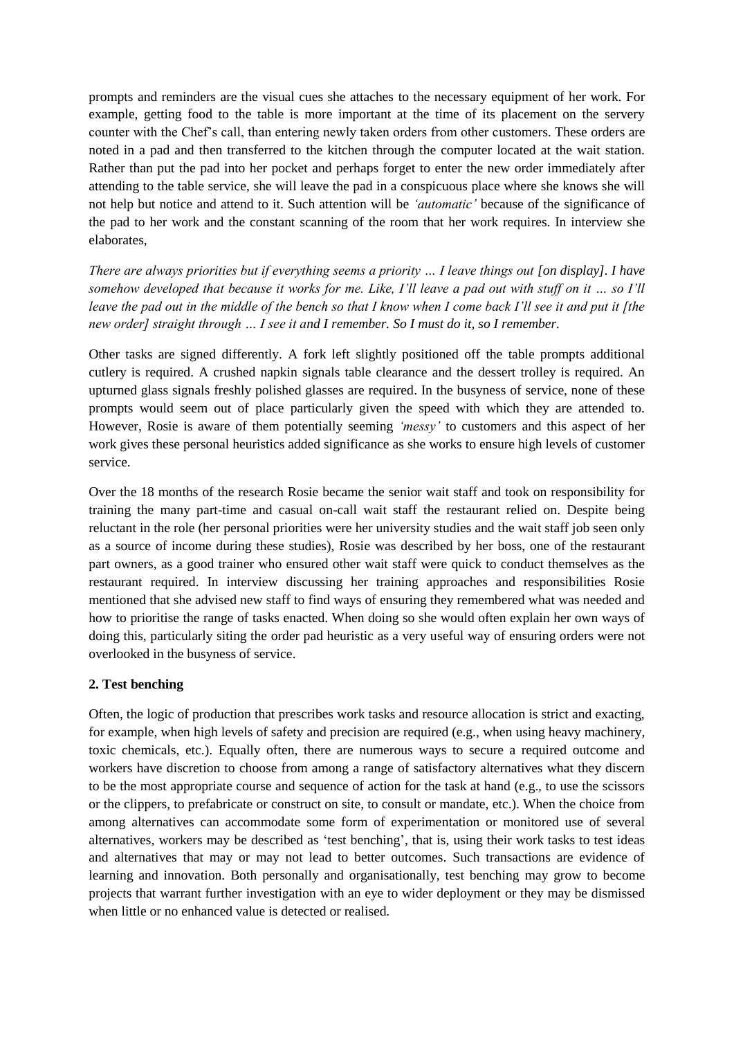prompts and reminders are the visual cues she attaches to the necessary equipment of her work. For example, getting food to the table is more important at the time of its placement on the servery counter with the Chef's call, than entering newly taken orders from other customers. These orders are noted in a pad and then transferred to the kitchen through the computer located at the wait station. Rather than put the pad into her pocket and perhaps forget to enter the new order immediately after attending to the table service, she will leave the pad in a conspicuous place where she knows she will not help but notice and attend to it. Such attention will be *'automatic'* because of the significance of the pad to her work and the constant scanning of the room that her work requires. In interview she elaborates,

*There are always priorities but if everything seems a priority … I leave things out [on display]. I have somehow developed that because it works for me. Like, I'll leave a pad out with stuff on it … so I'll leave the pad out in the middle of the bench so that I know when I come back I'll see it and put it [the new order] straight through … I see it and I remember. So I must do it, so I remember.*

Other tasks are signed differently. A fork left slightly positioned off the table prompts additional cutlery is required. A crushed napkin signals table clearance and the dessert trolley is required. An upturned glass signals freshly polished glasses are required. In the busyness of service, none of these prompts would seem out of place particularly given the speed with which they are attended to. However, Rosie is aware of them potentially seeming *'messy'* to customers and this aspect of her work gives these personal heuristics added significance as she works to ensure high levels of customer service.

Over the 18 months of the research Rosie became the senior wait staff and took on responsibility for training the many part-time and casual on-call wait staff the restaurant relied on. Despite being reluctant in the role (her personal priorities were her university studies and the wait staff job seen only as a source of income during these studies), Rosie was described by her boss, one of the restaurant part owners, as a good trainer who ensured other wait staff were quick to conduct themselves as the restaurant required. In interview discussing her training approaches and responsibilities Rosie mentioned that she advised new staff to find ways of ensuring they remembered what was needed and how to prioritise the range of tasks enacted. When doing so she would often explain her own ways of doing this, particularly siting the order pad heuristic as a very useful way of ensuring orders were not overlooked in the busyness of service.

### 2. Test benching

Often, the logic of production that prescribes work tasks and resource allocation is strict and exacting, for example, when high levels of safety and precision are required (e.g., when using heavy machinery, toxic chemicals, etc.). Equally often, there are numerous ways to secure a required outcome and workers have discretion to choose from among a range of satisfactory alternatives what they discern to be the most appropriate course and sequence of action for the task at hand (e.g., to use the scissors or the clippers, to prefabricate or construct on site, to consult or mandate, etc.). When the choice from among alternatives can accommodate some form of experimentation or monitored use of several alternatives, workers may be described as 'test benching', that is, using their work tasks to test ideas and alternatives that may or may not lead to better outcomes. Such transactions are evidence of learning and innovation. Both personally and organisationally, test benching may grow to become projects that warrant further investigation with an eye to wider deployment or they may be dismissed when little or no enhanced value is detected or realised.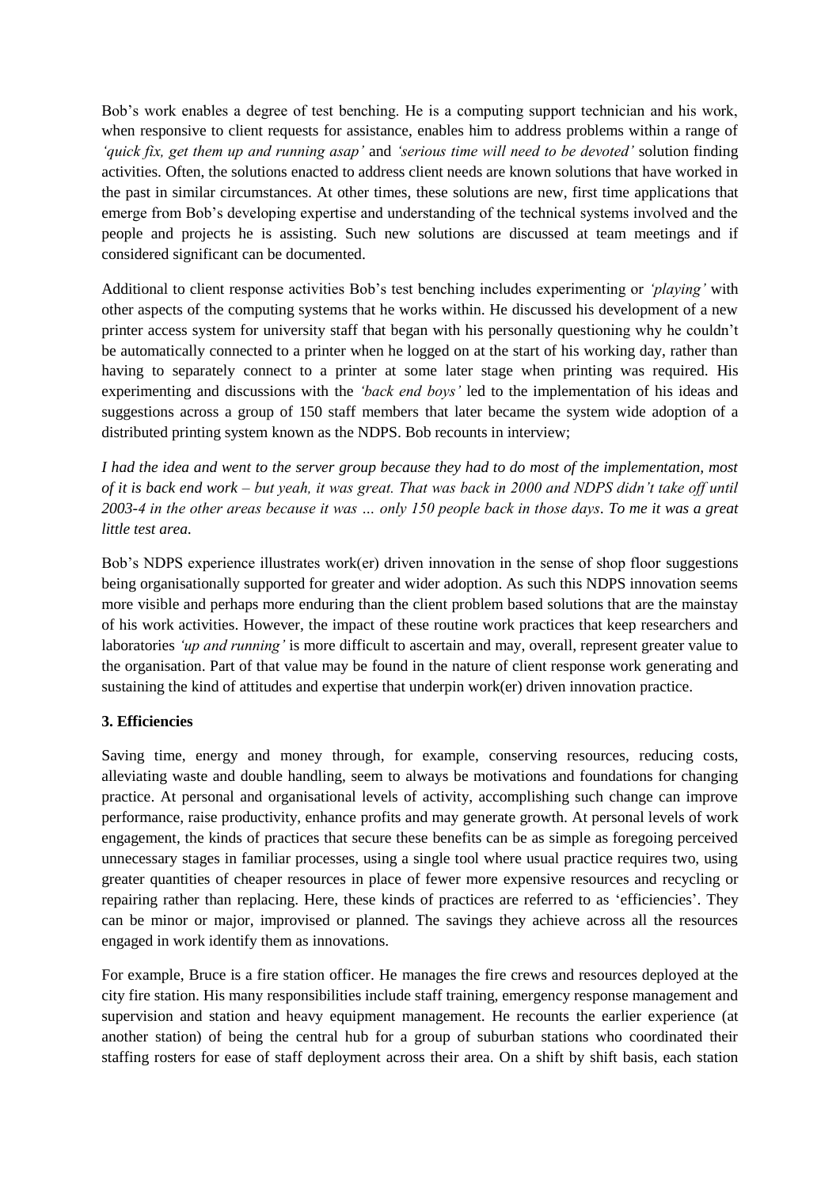Bob's work enables a degree of test benching. He is a computing support technician and his work, when responsive to client requests for assistance, enables him to address problems within a range of *'quick fix, get them up and running asap'* and *'serious time will need to be devoted'* solution finding activities. Often, the solutions enacted to address client needs are known solutions that have worked in the past in similar circumstances. At other times, these solutions are new, first time applications that emerge from Bob's developing expertise and understanding of the technical systems involved and the people and projects he is assisting. Such new solutions are discussed at team meetings and if considered significant can be documented.

Additional to client response activities Bob's test benching includes experimenting or *'playing'* with other aspects of the computing systems that he works within. He discussed his development of a new printer access system for university staff that began with his personally questioning why he couldn't be automatically connected to a printer when he logged on at the start of his working day, rather than having to separately connect to a printer at some later stage when printing was required. His experimenting and discussions with the *'back end boys'* led to the implementation of his ideas and suggestions across a group of 150 staff members that later became the system wide adoption of a distributed printing system known as the NDPS. Bob recounts in interview;

*I had the idea and went to the server group because they had to do most of the implementation, most of it is back end work – but yeah, it was great. That was back in 2000 and NDPS didn't take off until 2003-4 in the other areas because it was … only 150 people back in those days. To me it was a great little test area.*

Bob's NDPS experience illustrates work(er) driven innovation in the sense of shop floor suggestions being organisationally supported for greater and wider adoption. As such this NDPS innovation seems more visible and perhaps more enduring than the client problem based solutions that are the mainstay of his work activities. However, the impact of these routine work practices that keep researchers and laboratories *'up and running'* is more difficult to ascertain and may, overall, represent greater value to the organisation. Part of that value may be found in the nature of client response work generating and sustaining the kind of attitudes and expertise that underpin work(er) driven innovation practice.

### 3. Efficiencies

Saving time, energy and money through, for example, conserving resources, reducing costs, alleviating waste and double handling, seem to always be motivations and foundations for changing practice. At personal and organisational levels of activity, accomplishing such change can improve performance, raise productivity, enhance profits and may generate growth. At personal levels of work engagement, the kinds of practices that secure these benefits can be as simple as foregoing perceived unnecessary stages in familiar processes, using a single tool where usual practice requires two, using greater quantities of cheaper resources in place of fewer more expensive resources and recycling or repairing rather than replacing. Here, these kinds of practices are referred to as 'efficiencies'. They can be minor or major, improvised or planned. The savings they achieve across all the resources engaged in work identify them as innovations.

For example, Bruce is a fire station officer. He manages the fire crews and resources deployed at the city fire station. His many responsibilities include staff training, emergency response management and supervision and station and heavy equipment management. He recounts the earlier experience (at another station) of being the central hub for a group of suburban stations who coordinated their staffing rosters for ease of staff deployment across their area. On a shift by shift basis, each station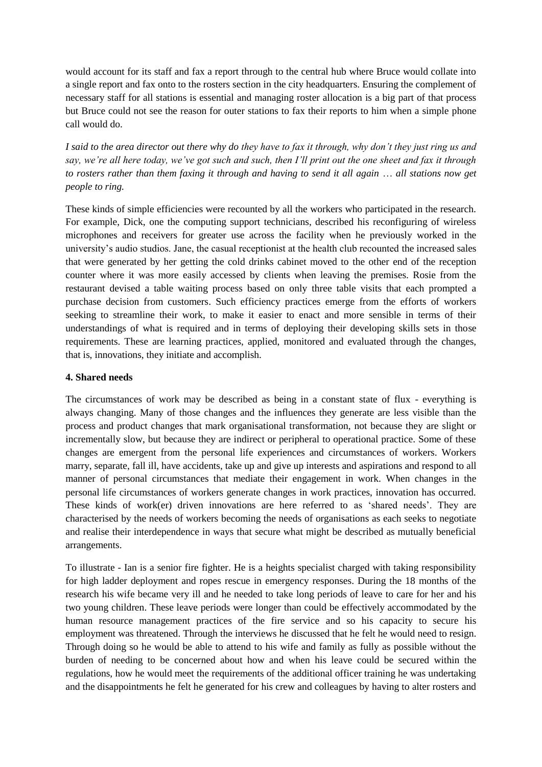would account for its staff and fax a report through to the central hub where Bruce would collate into a single report and fax onto to the rosters section in the city headquarters. Ensuring the complement of necessary staff for all stations is essential and managing roster allocation is a big part of that process but Bruce could not see the reason for outer stations to fax their reports to him when a simple phone call would do.

*I said to the area director out there why do they have to fax it through, why don't they just ring us and say, we're all here today, we've got such and such, then I'll print out the one sheet and fax it through to rosters rather than them faxing it through and having to send it all again … all stations now get people to ring.*

These kinds of simple efficiencies were recounted by all the workers who participated in the research. For example, Dick, one the computing support technicians, described his reconfiguring of wireless microphones and receivers for greater use across the facility when he previously worked in the university's audio studios. Jane, the casual receptionist at the health club recounted the increased sales that were generated by her getting the cold drinks cabinet moved to the other end of the reception counter where it was more easily accessed by clients when leaving the premises. Rosie from the restaurant devised a table waiting process based on only three table visits that each prompted a purchase decision from customers. Such efficiency practices emerge from the efforts of workers seeking to streamline their work, to make it easier to enact and more sensible in terms of their understandings of what is required and in terms of deploying their developing skills sets in those requirements. These are learning practices, applied, monitored and evaluated through the changes, that is, innovations, they initiate and accomplish.

## 4. Shared needs

The circumstances of work may be described as being in a constant state of flux - everything is always changing. Many of those changes and the influences they generate are less visible than the process and product changes that mark organisational transformation, not because they are slight or incrementally slow, but because they are indirect or peripheral to operational practice. Some of these changes are emergent from the personal life experiences and circumstances of workers. Workers marry, separate, fall ill, have accidents, take up and give up interests and aspirations and respond to all manner of personal circumstances that mediate their engagement in work. When changes in the personal life circumstances of workers generate changes in work practices, innovation has occurred. These kinds of work(er) driven innovations are here referred to as 'shared needs'. They are characterised by the needs of workers becoming the needs of organisations as each seeks to negotiate and realise their interdependence in ways that secure what might be described as mutually beneficial arrangements.

To illustrate - Ian is a senior fire fighter. He is a heights specialist charged with taking responsibility for high ladder deployment and ropes rescue in emergency responses. During the 18 months of the research his wife became very ill and he needed to take long periods of leave to care for her and his two young children. These leave periods were longer than could be effectively accommodated by the human resource management practices of the fire service and so his capacity to secure his employment was threatened. Through the interviews he discussed that he felt he would need to resign. Through doing so he would be able to attend to his wife and family as fully as possible without the burden of needing to be concerned about how and when his leave could be secured within the regulations, how he would meet the requirements of the additional officer training he was undertaking and the disappointments he felt he generated for his crew and colleagues by having to alter rosters and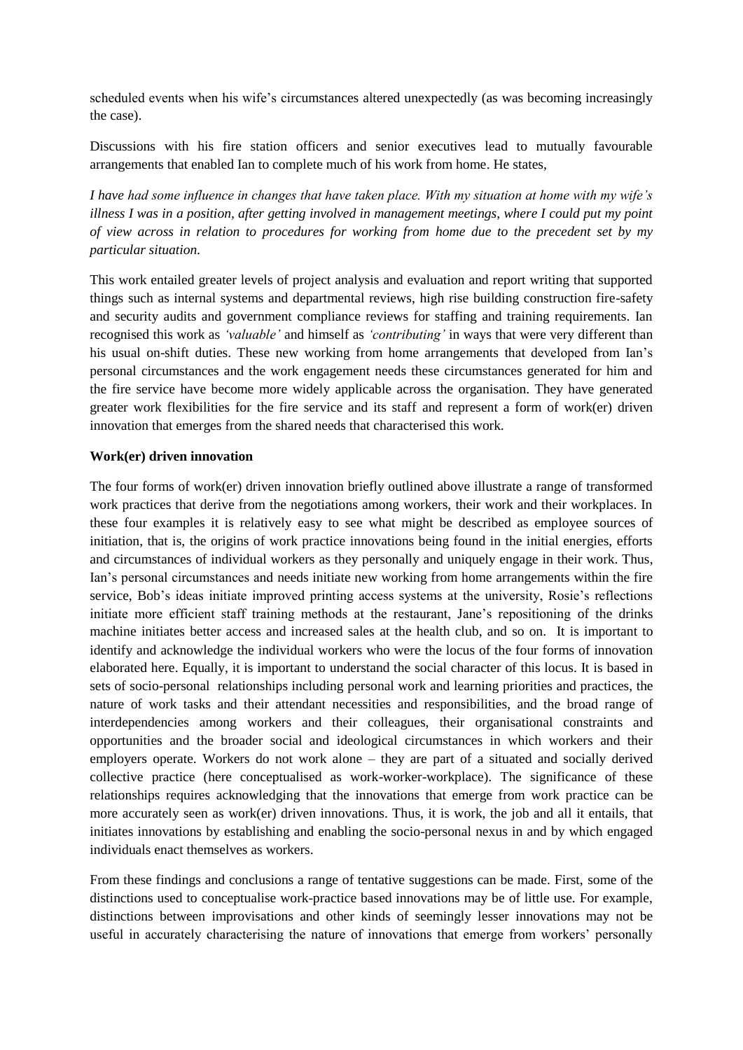scheduled events when his wife's circumstances altered unexpectedly (as was becoming increasingly the case).

Discussions with his fire station officers and senior executives lead to mutually favourable arrangements that enabled Ian to complete much of his work from home. He states,

*I have had some influence in changes that have taken place. With my situation at home with my wife's illness I was in a position, after getting involved in management meetings, where I could put my point of view across in relation to procedures for working from home due to the precedent set by my particular situation.*

This work entailed greater levels of project analysis and evaluation and report writing that supported things such as internal systems and departmental reviews, high rise building construction fire-safety and security audits and government compliance reviews for staffing and training requirements. Ian recognised this work as *'valuable'* and himself as *'contributing'* in ways that were very different than his usual on-shift duties. These new working from home arrangements that developed from Ian's personal circumstances and the work engagement needs these circumstances generated for him and the fire service have become more widely applicable across the organisation. They have generated greater work flexibilities for the fire service and its staff and represent a form of work(er) driven innovation that emerges from the shared needs that characterised this work.

**Work(er) driven innovation**

The four forms of work(er) driven innovation briefly outlined above illustrate a range of transformed work practices that derive from the negotiations among workers, their work and their workplaces. In these four examples it is relatively easy to see what might be described as employee sources of initiation, that is, the origins of work practice innovations being found in the initial energies, efforts and circumstances of individual workers as they personally and uniquely engage in their work. Thus, Ian's personal circumstances and needs initiate new working from home arrangements within the fire service, Bob's ideas initiate improved printing access systems at the university, Rosie's reflections initiate more efficient staff training methods at the restaurant, Jane's repositioning of the drinks machine initiates better access and increased sales at the health club, and so on. It is important to identify and acknowledge the individual workers who were the locus of the four forms of innovation elaborated here. Equally, it is important to understand the social character of this locus. It is based in sets of socio-personal relationships including personal work and learning priorities and practices, the nature of work tasks and their attendant necessities and responsibilities, and the broad range of interdependencies among workers and their colleagues, their organisational constraints and opportunities and the broader social and ideological circumstances in which workers and their employers operate. Workers do not work alone – they are part of a situated and socially derived collective practice (here conceptualised as work-worker-workplace). The significance of these relationships requires acknowledging that the innovations that emerge from work practice can be more accurately seen as work(er) driven innovations. Thus, it is work, the job and all it entails, that initiates innovations by establishing and enabling the socio-personal nexus in and by which engaged individuals enact themselves as workers.

From these findings and conclusions a range of tentative suggestions can be made. First, some of the distinctions used to conceptualise work-practice based innovations may be of little use. For example, distinctions between improvisations and other kinds of seemingly lesser innovations may not be useful in accurately characterising the nature of innovations that emerge from workers' personally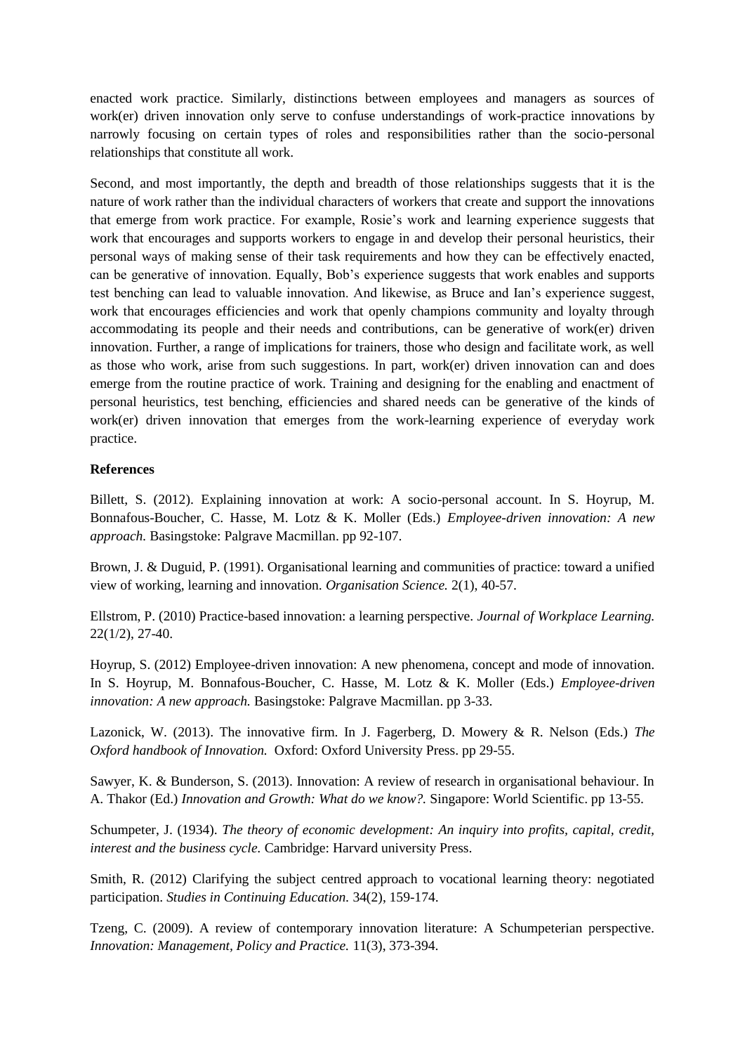enacted work practice. Similarly, distinctions between employees and managers as sources of work(er) driven innovation only serve to confuse understandings of work-practice innovations by narrowly focusing on certain types of roles and responsibilities rather than the socio-personal relationships that constitute all work.

Second, and most importantly, the depth and breadth of those relationships suggests that it is the nature of work rather than the individual characters of workers that create and support the innovations that emerge from work practice. For example, Rosie's work and learning experience suggests that work that encourages and supports workers to engage in and develop their personal heuristics, their personal ways of making sense of their task requirements and how they can be effectively enacted, can be generative of innovation. Equally, Bob's experience suggests that work enables and supports test benching can lead to valuable innovation. And likewise, as Bruce and Ian's experience suggest, work that encourages efficiencies and work that openly champions community and loyalty through accommodating its people and their needs and contributions, can be generative of work(er) driven innovation. Further, a range of implications for trainers, those who design and facilitate work, as well as those who work, arise from such suggestions. In part, work(er) driven innovation can and does emerge from the routine practice of work. Training and designing for the enabling and enactment of personal heuristics, test benching, efficiencies and shared needs can be generative of the kinds of work(er) driven innovation that emerges from the work-learning experience of everyday work practice.

**References**

Billett, S. (2012). Explaining innovation at work: A socio-personal account. In S. Hoyrup, M. Bonnafous-Boucher, C. Hasse, M. Lotz & K. Moller (Eds.) *Employee-driven innovation: A new approach.* Basingstoke: Palgrave Macmillan. pp 92-107.

Brown, J. & Duguid, P. (1991). Organisational learning and communities of practice: toward a unified view of working, learning and innovation. *Organisation Science.* 2(1), 40-57.

Ellstrom, P. (2010) Practice-based innovation: a learning perspective. *Journal of Workplace Learning.* 22(1/2), 27-40.

Hoyrup, S. (2012) Employee-driven innovation: A new phenomena, concept and mode of innovation. In S. Hoyrup, M. Bonnafous-Boucher, C. Hasse, M. Lotz & K. Moller (Eds.) *Employee-driven innovation: A new approach.* Basingstoke: Palgrave Macmillan. pp 3-33.

Lazonick, W. (2013). The innovative firm. In J. Fagerberg, D. Mowery & R. Nelson (Eds.) *The Oxford handbook of Innovation.* Oxford: Oxford University Press. pp 29-55.

Sawyer, K. & Bunderson, S. (2013). Innovation: A review of research in organisational behaviour. In A. Thakor (Ed.) *Innovation and Growth: What do we know?.* Singapore: World Scientific. pp 13-55.

Schumpeter, J. (1934). *The theory of economic development: An inquiry into profits, capital, credit, interest and the business cycle.* Cambridge: Harvard university Press.

Smith, R. (2012) Clarifying the subject centred approach to vocational learning theory: negotiated participation. *Studies in Continuing Education.* 34(2), 159-174.

Tzeng, C. (2009). A review of contemporary innovation literature: A Schumpeterian perspective. *Innovation: Management, Policy and Practice.* 11(3), 373-394.